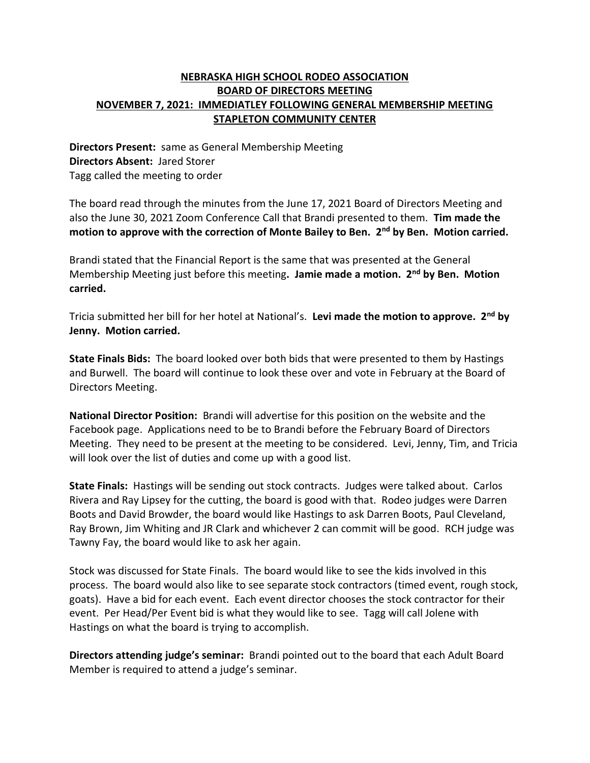**NEBRASKA HIGH SCHOOL RODEO ASSOCIATION**
**BOARD OF DIRECTORS MEETING**
**NOVEMBER 7, 2021: IMMEDIATLEY FOLLOWING GENERAL MEMBERSHIP MEETING**
**STAPLETON COMMUNITY CENTER**

**Directors Present:** same as General Membership Meeting
**Directors Absent:** Jared Storer
Tagg called the meeting to order

The board read through the minutes from the June 17, 2021 Board of Directors Meeting and also the June 30, 2021 Zoom Conference Call that Brandi presented to them. **Tim made the motion to approve with the correction of Monte Bailey to Ben. 2nd by Ben. Motion carried.**

Brandi stated that the Financial Report is the same that was presented at the General Membership Meeting just before this meeting**. Jamie made a motion. 2nd by Ben. Motion carried.**

Tricia submitted her bill for her hotel at National's. **Levi made the motion to approve. 2nd by Jenny. Motion carried.**

**State Finals Bids:** The board looked over both bids that were presented to them by Hastings and Burwell. The board will continue to look these over and vote in February at the Board of Directors Meeting.

**National Director Position:** Brandi will advertise for this position on the website and the Facebook page. Applications need to be to Brandi before the February Board of Directors Meeting. They need to be present at the meeting to be considered. Levi, Jenny, Tim, and Tricia will look over the list of duties and come up with a good list.

**State Finals:** Hastings will be sending out stock contracts. Judges were talked about. Carlos Rivera and Ray Lipsey for the cutting, the board is good with that. Rodeo judges were Darren Boots and David Browder, the board would like Hastings to ask Darren Boots, Paul Cleveland, Ray Brown, Jim Whiting and JR Clark and whichever 2 can commit will be good. RCH judge was Tawny Fay, the board would like to ask her again.

Stock was discussed for State Finals. The board would like to see the kids involved in this process. The board would also like to see separate stock contractors (timed event, rough stock, goats). Have a bid for each event. Each event director chooses the stock contractor for their event. Per Head/Per Event bid is what they would like to see. Tagg will call Jolene with Hastings on what the board is trying to accomplish.

**Directors attending judge's seminar:** Brandi pointed out to the board that each Adult Board Member is required to attend a judge's seminar.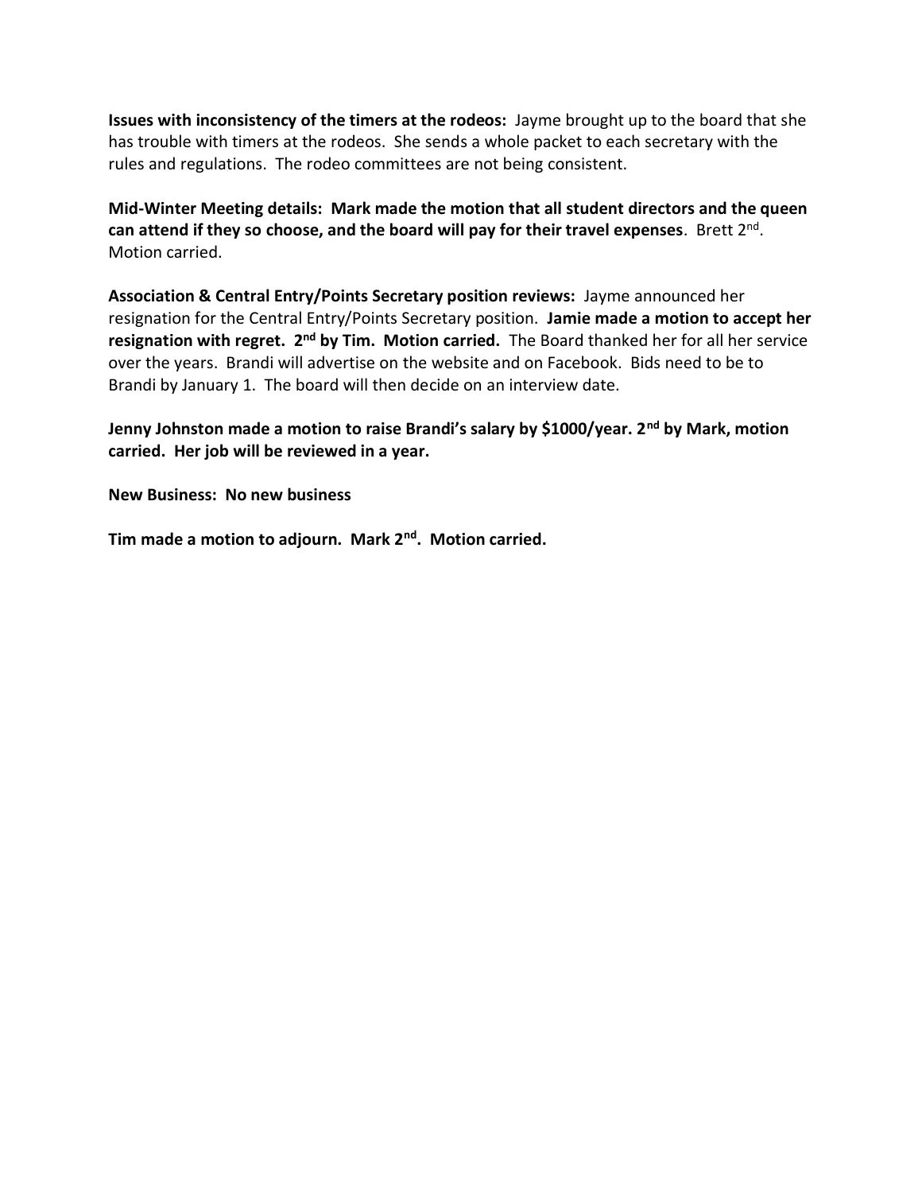**Issues with inconsistency of the timers at the rodeos:** Jayme brought up to the board that she has trouble with timers at the rodeos. She sends a whole packet to each secretary with the rules and regulations. The rodeo committees are not being consistent.

**Mid-Winter Meeting details: Mark made the motion that all student directors and the queen can attend if they so choose, and the board will pay for their travel expenses**. Brett 2nd. Motion carried.

**Association & Central Entry/Points Secretary position reviews:** Jayme announced her resignation for the Central Entry/Points Secretary position. **Jamie made a motion to accept her resignation with regret. 2nd by Tim. Motion carried.** The Board thanked her for all her service over the years. Brandi will advertise on the website and on Facebook. Bids need to be to Brandi by January 1. The board will then decide on an interview date.

**Jenny Johnston made a motion to raise Brandi's salary by $1000/year. 2nd by Mark, motion carried. Her job will be reviewed in a year.**

**New Business: No new business**

**Tim made a motion to adjourn. Mark 2nd. Motion carried.**